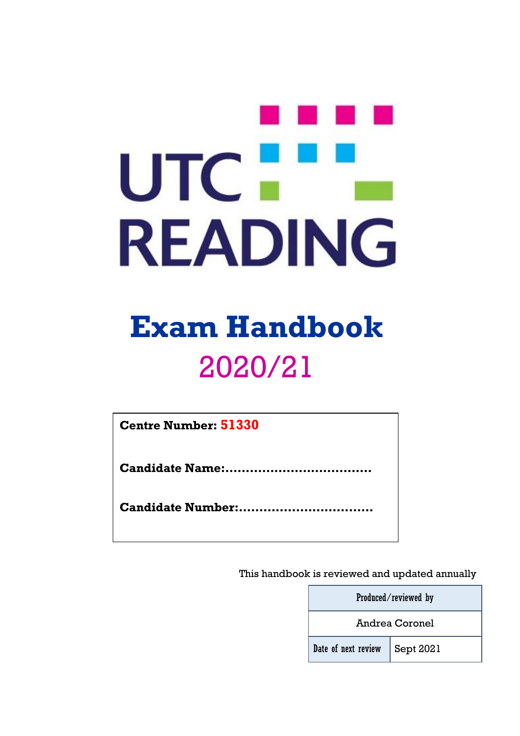UTC READING

# Exam Handbook

## 2020/21

**Centre Number:** **51330**

**Candidate Name:**...................................

**Candidate Number:**................................

This handbook is reviewed and updated annually

| Produced/reviewed by | |
|---|---|
| Andrea Coronel | |
| Date of next review | Sept 2021 |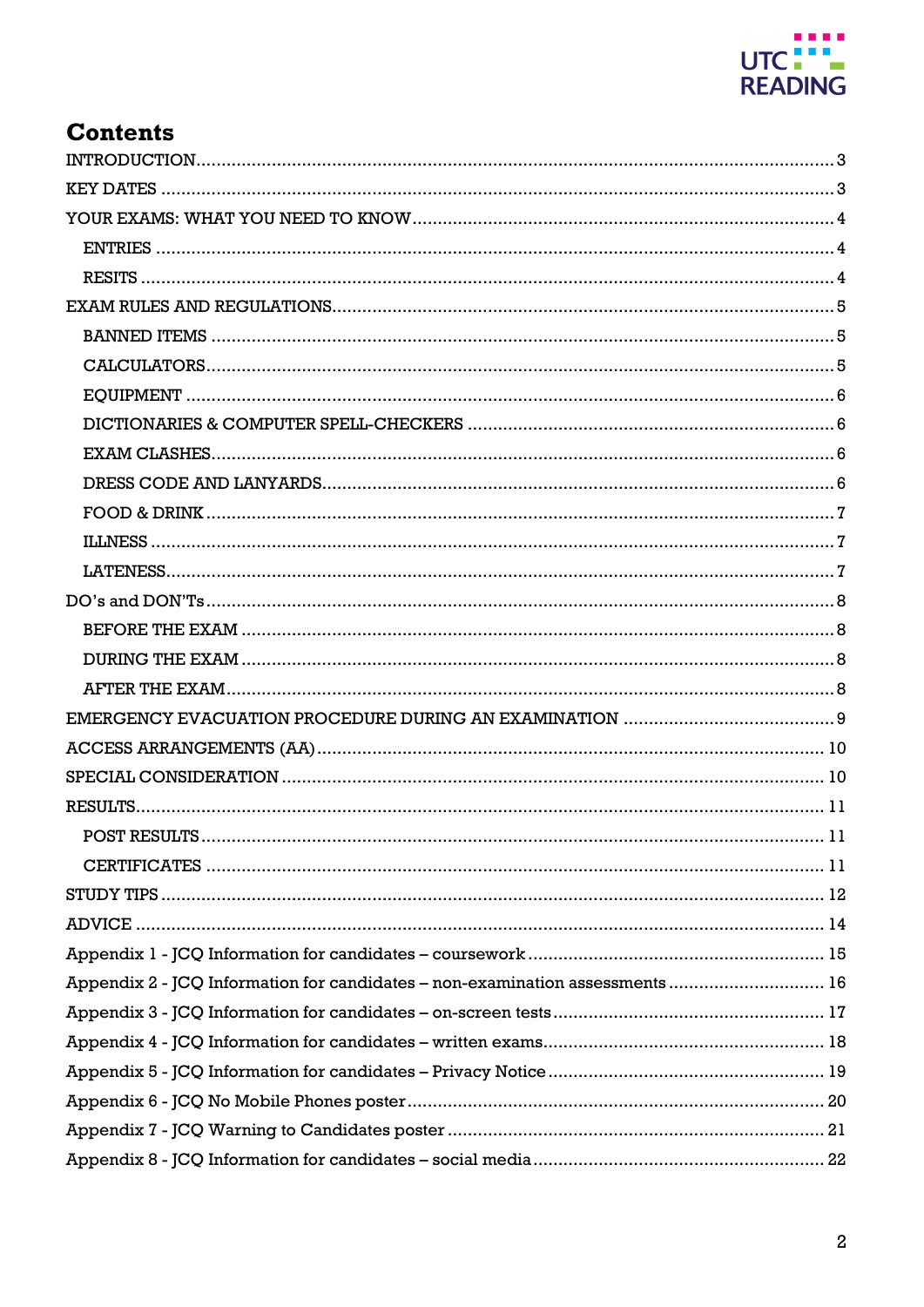# Contents

- INTRODUCTION ........ 3
- KEY DATES ........ 3
- YOUR EXAMS: WHAT YOU NEED TO KNOW ........ 4
  - ENTRIES ........ 4
  - RESITS ........ 4
- EXAM RULES AND REGULATIONS ........ 5
  - BANNED ITEMS ........ 5
  - CALCULATORS ........ 5
  - EQUIPMENT ........ 6
  - DICTIONARIES & COMPUTER SPELL-CHECKERS ........ 6
  - EXAM CLASHES ........ 6
  - DRESS CODE AND LANYARDS ........ 6
  - FOOD & DRINK ........ 7
  - ILLNESS ........ 7
  - LATENESS ........ 7
- DO's and DON'Ts ........ 8
  - BEFORE THE EXAM ........ 8
  - DURING THE EXAM ........ 8
  - AFTER THE EXAM ........ 8
- EMERGENCY EVACUATION PROCEDURE DURING AN EXAMINATION ........ 9
- ACCESS ARRANGEMENTS (AA) ........ 10
- SPECIAL CONSIDERATION ........ 10
- RESULTS ........ 11
  - POST RESULTS ........ 11
  - CERTIFICATES ........ 11
- STUDY TIPS ........ 12
- ADVICE ........ 14
- Appendix 1 - JCQ Information for candidates – coursework ........ 15
- Appendix 2 - JCQ Information for candidates – non-examination assessments ........ 16
- Appendix 3 - JCQ Information for candidates – on-screen tests ........ 17
- Appendix 4 - JCQ Information for candidates – written exams ........ 18
- Appendix 5 - JCQ Information for candidates – Privacy Notice ........ 19
- Appendix 6 - JCQ No Mobile Phones poster ........ 20
- Appendix 7 - JCQ Warning to Candidates poster ........ 21
- Appendix 8 - JCQ Information for candidates – social media ........ 22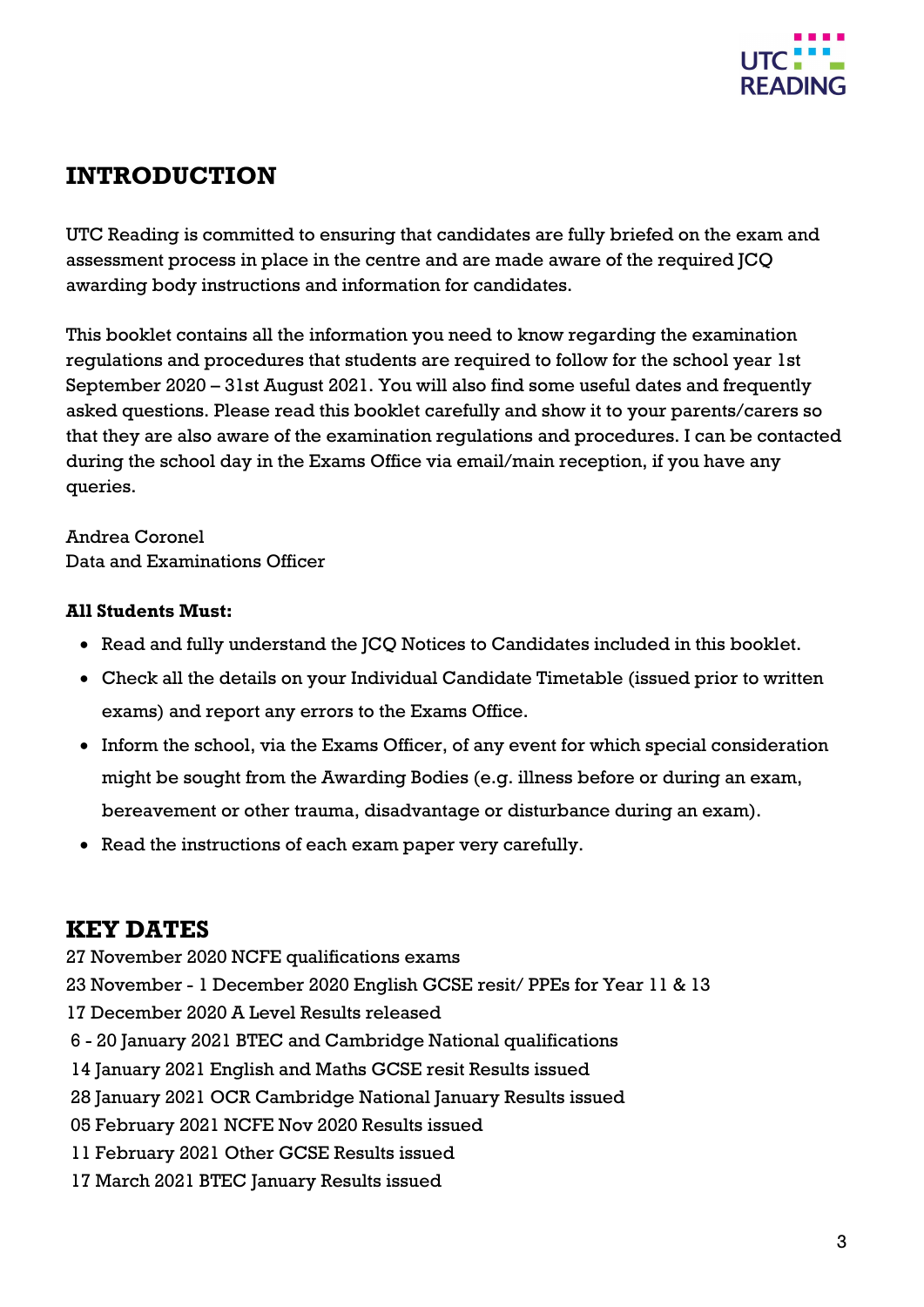## INTRODUCTION

UTC Reading is committed to ensuring that candidates are fully briefed on the exam and assessment process in place in the centre and are made aware of the required JCQ awarding body instructions and information for candidates.

This booklet contains all the information you need to know regarding the examination regulations and procedures that students are required to follow for the school year 1st September 2020 – 31st August 2021. You will also find some useful dates and frequently asked questions. Please read this booklet carefully and show it to your parents/carers so that they are also aware of the examination regulations and procedures. I can be contacted during the school day in the Exams Office via email/main reception, if you have any queries.

Andrea Coronel
Data and Examinations Officer

**All Students Must:**

- Read and fully understand the JCQ Notices to Candidates included in this booklet.
- Check all the details on your Individual Candidate Timetable (issued prior to written exams) and report any errors to the Exams Office.
- Inform the school, via the Exams Officer, of any event for which special consideration might be sought from the Awarding Bodies (e.g. illness before or during an exam, bereavement or other trauma, disadvantage or disturbance during an exam).
- Read the instructions of each exam paper very carefully.

## KEY DATES

27 November 2020 NCFE qualifications exams
23 November - 1 December 2020 English GCSE resit/ PPEs for Year 11 & 13
17 December 2020 A Level Results released
6 - 20 January 2021 BTEC and Cambridge National qualifications
14 January 2021 English and Maths GCSE resit Results issued
28 January 2021 OCR Cambridge National January Results issued
05 February 2021 NCFE Nov 2020 Results issued
11 February 2021 Other GCSE Results issued
17 March 2021 BTEC January Results issued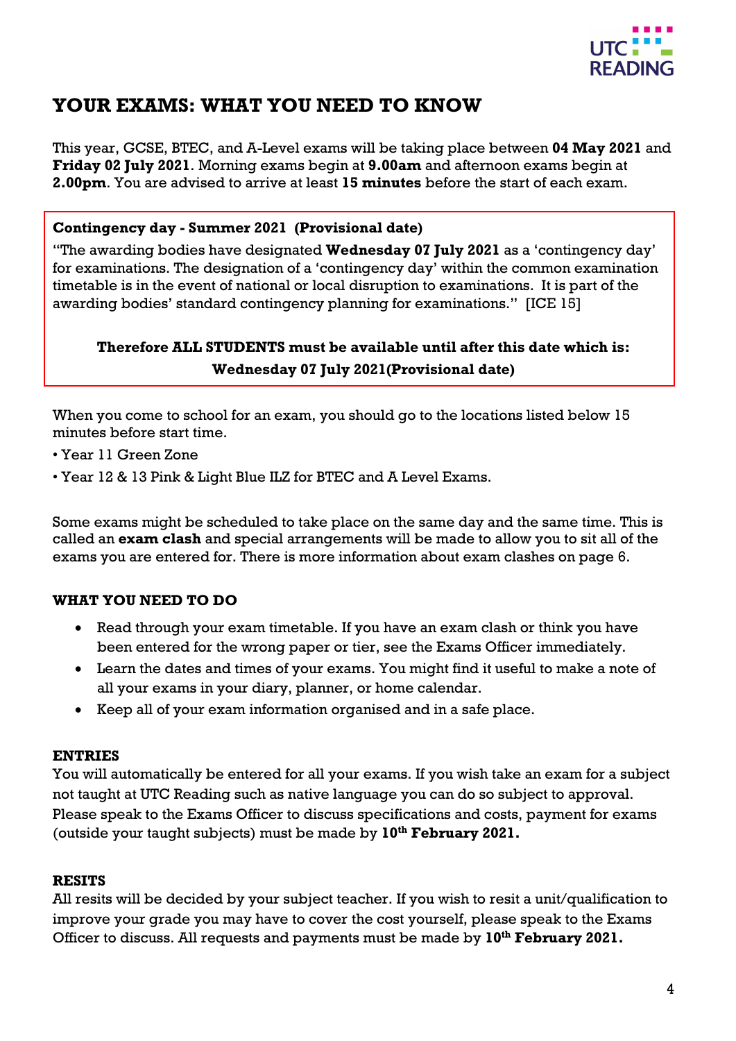# YOUR EXAMS: WHAT YOU NEED TO KNOW

This year, GCSE, BTEC, and A-Level exams will be taking place between **04 May 2021** and **Friday 02 July 2021**. Morning exams begin at **9.00am** and afternoon exams begin at **2.00pm**. You are advised to arrive at least **15 minutes** before the start of each exam.

**Contingency day - Summer 2021 (Provisional date)**

"The awarding bodies have designated **Wednesday 07 July 2021** as a 'contingency day' for examinations. The designation of a 'contingency day' within the common examination timetable is in the event of national or local disruption to examinations. It is part of the awarding bodies' standard contingency planning for examinations." [ICE 15]

**Therefore ALL STUDENTS must be available until after this date which is: Wednesday 07 July 2021(Provisional date)**

When you come to school for an exam, you should go to the locations listed below 15 minutes before start time.

- Year 11 Green Zone
- Year 12 & 13 Pink & Light Blue ILZ for BTEC and A Level Exams.

Some exams might be scheduled to take place on the same day and the same time. This is called an **exam clash** and special arrangements will be made to allow you to sit all of the exams you are entered for. There is more information about exam clashes on page 6.

## WHAT YOU NEED TO DO

- Read through your exam timetable. If you have an exam clash or think you have been entered for the wrong paper or tier, see the Exams Officer immediately.
- Learn the dates and times of your exams. You might find it useful to make a note of all your exams in your diary, planner, or home calendar.
- Keep all of your exam information organised and in a safe place.

## ENTRIES

You will automatically be entered for all your exams. If you wish take an exam for a subject not taught at UTC Reading such as native language you can do so subject to approval. Please speak to the Exams Officer to discuss specifications and costs, payment for exams (outside your taught subjects) must be made by **10th February 2021.**

## RESITS

All resits will be decided by your subject teacher. If you wish to resit a unit/qualification to improve your grade you may have to cover the cost yourself, please speak to the Exams Officer to discuss. All requests and payments must be made by **10th February 2021.**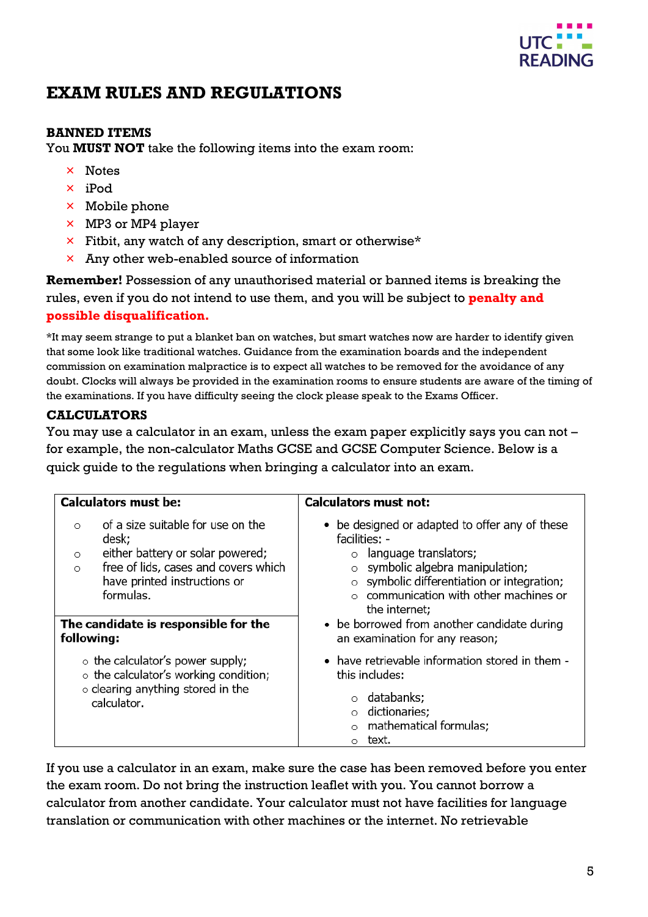# EXAM RULES AND REGULATIONS

## BANNED ITEMS

You **MUST NOT** take the following items into the exam room:

- × Notes
- × iPod
- × Mobile phone
- × MP3 or MP4 player
- × Fitbit, any watch of any description, smart or otherwise*
- × Any other web-enabled source of information

**Remember!** Possession of any unauthorised material or banned items is breaking the rules, even if you do not intend to use them, and you will be subject to **penalty and possible disqualification.**

*It may seem strange to put a blanket ban on watches, but smart watches now are harder to identify given that some look like traditional watches. Guidance from the examination boards and the independent commission on examination malpractice is to expect all watches to be removed for the avoidance of any doubt. Clocks will always be provided in the examination rooms to ensure students are aware of the timing of the examinations. If you have difficulty seeing the clock please speak to the Exams Officer.

## CALCULATORS

You may use a calculator in an exam, unless the exam paper explicitly says you can not – for example, the non-calculator Maths GCSE and GCSE Computer Science. Below is a quick guide to the regulations when bringing a calculator into an exam.

| Calculators must be: | Calculators must not: |
|---|---|
| ○ of a size suitable for use on the desk;<br>○ either battery or solar powered;<br>○ free of lids, cases and covers which have printed instructions or formulas. | • be designed or adapted to offer any of these facilities: -<br>○ language translators;<br>○ symbolic algebra manipulation;<br>○ symbolic differentiation or integration;<br>○ communication with other machines or the internet;<br>• be borrowed from another candidate during an examination for any reason;<br>• have retrievable information stored in them - this includes:<br>○ databanks;<br>○ dictionaries;<br>○ mathematical formulas;<br>○ text. |
| **The candidate is responsible for the following:**<br>○ the calculator's power supply;<br>○ the calculator's working condition;<br>○ clearing anything stored in the calculator. | |

If you use a calculator in an exam, make sure the case has been removed before you enter the exam room. Do not bring the instruction leaflet with you. You cannot borrow a calculator from another candidate. Your calculator must not have facilities for language translation or communication with other machines or the internet. No retrievable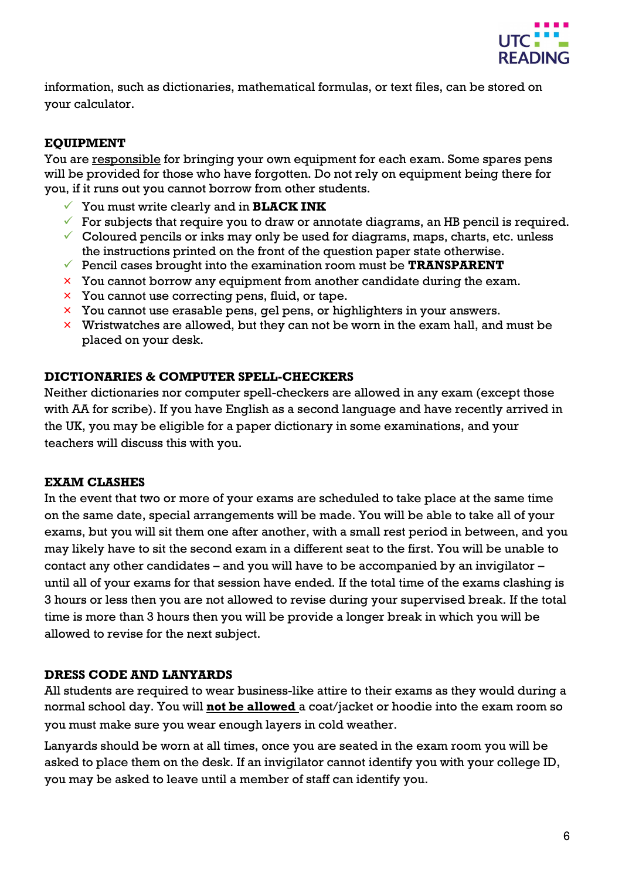information, such as dictionaries, mathematical formulas, or text files, can be stored on your calculator.

**EQUIPMENT**

You are <u>responsible</u> for bringing your own equipment for each exam. Some spares pens will be provided for those who have forgotten. Do not rely on equipment being there for you, if it runs out you cannot borrow from other students.

- ✓ You must write clearly and in **BLACK INK**
- ✓ For subjects that require you to draw or annotate diagrams, an HB pencil is required.
- ✓ Coloured pencils or inks may only be used for diagrams, maps, charts, etc. unless the instructions printed on the front of the question paper state otherwise.
- ✓ Pencil cases brought into the examination room must be **TRANSPARENT**
- × You cannot borrow any equipment from another candidate during the exam.
- × You cannot use correcting pens, fluid, or tape.
- × You cannot use erasable pens, gel pens, or highlighters in your answers.
- × Wristwatches are allowed, but they can not be worn in the exam hall, and must be placed on your desk.

**DICTIONARIES & COMPUTER SPELL-CHECKERS**

Neither dictionaries nor computer spell-checkers are allowed in any exam (except those with AA for scribe). If you have English as a second language and have recently arrived in the UK, you may be eligible for a paper dictionary in some examinations, and your teachers will discuss this with you.

**EXAM CLASHES**

In the event that two or more of your exams are scheduled to take place at the same time on the same date, special arrangements will be made. You will be able to take all of your exams, but you will sit them one after another, with a small rest period in between, and you may likely have to sit the second exam in a different seat to the first. You will be unable to contact any other candidates – and you will have to be accompanied by an invigilator – until all of your exams for that session have ended. If the total time of the exams clashing is 3 hours or less then you are not allowed to revise during your supervised break. If the total time is more than 3 hours then you will be provide a longer break in which you will be allowed to revise for the next subject.

**DRESS CODE AND LANYARDS**

All students are required to wear business-like attire to their exams as they would during a normal school day. You will **<u>not be allowed</u>** a coat/jacket or hoodie into the exam room so you must make sure you wear enough layers in cold weather.

Lanyards should be worn at all times, once you are seated in the exam room you will be asked to place them on the desk. If an invigilator cannot identify you with your college ID, you may be asked to leave until a member of staff can identify you.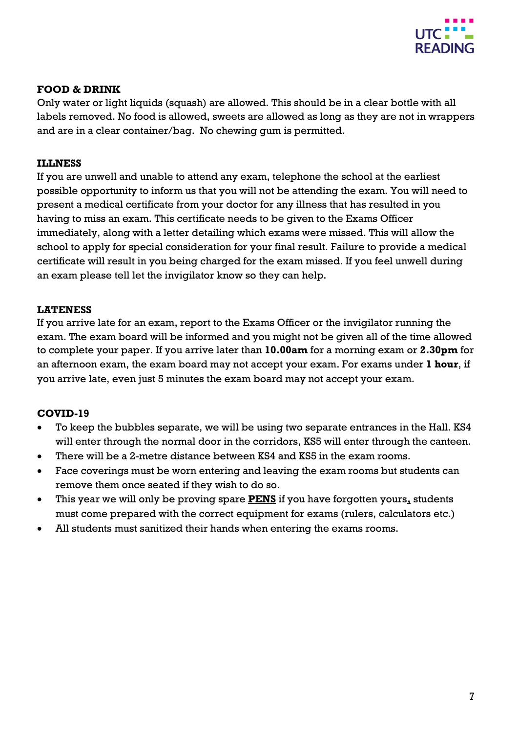**FOOD & DRINK**

Only water or light liquids (squash) are allowed. This should be in a clear bottle with all labels removed. No food is allowed, sweets are allowed as long as they are not in wrappers and are in a clear container/bag.  No chewing gum is permitted.

**ILLNESS**

If you are unwell and unable to attend any exam, telephone the school at the earliest possible opportunity to inform us that you will not be attending the exam. You will need to present a medical certificate from your doctor for any illness that has resulted in you having to miss an exam. This certificate needs to be given to the Exams Officer immediately, along with a letter detailing which exams were missed. This will allow the school to apply for special consideration for your final result. Failure to provide a medical certificate will result in you being charged for the exam missed. If you feel unwell during an exam please tell let the invigilator know so they can help.

**LATENESS**

If you arrive late for an exam, report to the Exams Officer or the invigilator running the exam. The exam board will be informed and you might not be given all of the time allowed to complete your paper. If you arrive later than **10.00am** for a morning exam or **2.30pm** for an afternoon exam, the exam board may not accept your exam. For exams under **1 hour**, if you arrive late, even just 5 minutes the exam board may not accept your exam.

**COVID-19**

- To keep the bubbles separate, we will be using two separate entrances in the Hall. KS4 will enter through the normal door in the corridors, KS5 will enter through the canteen.
- There will be a 2-metre distance between KS4 and KS5 in the exam rooms.
- Face coverings must be worn entering and leaving the exam rooms but students can remove them once seated if they wish to do so.
- This year we will only be proving spare **PENS** if you have forgotten yours, students must come prepared with the correct equipment for exams (rulers, calculators etc.)
- All students must sanitized their hands when entering the exams rooms.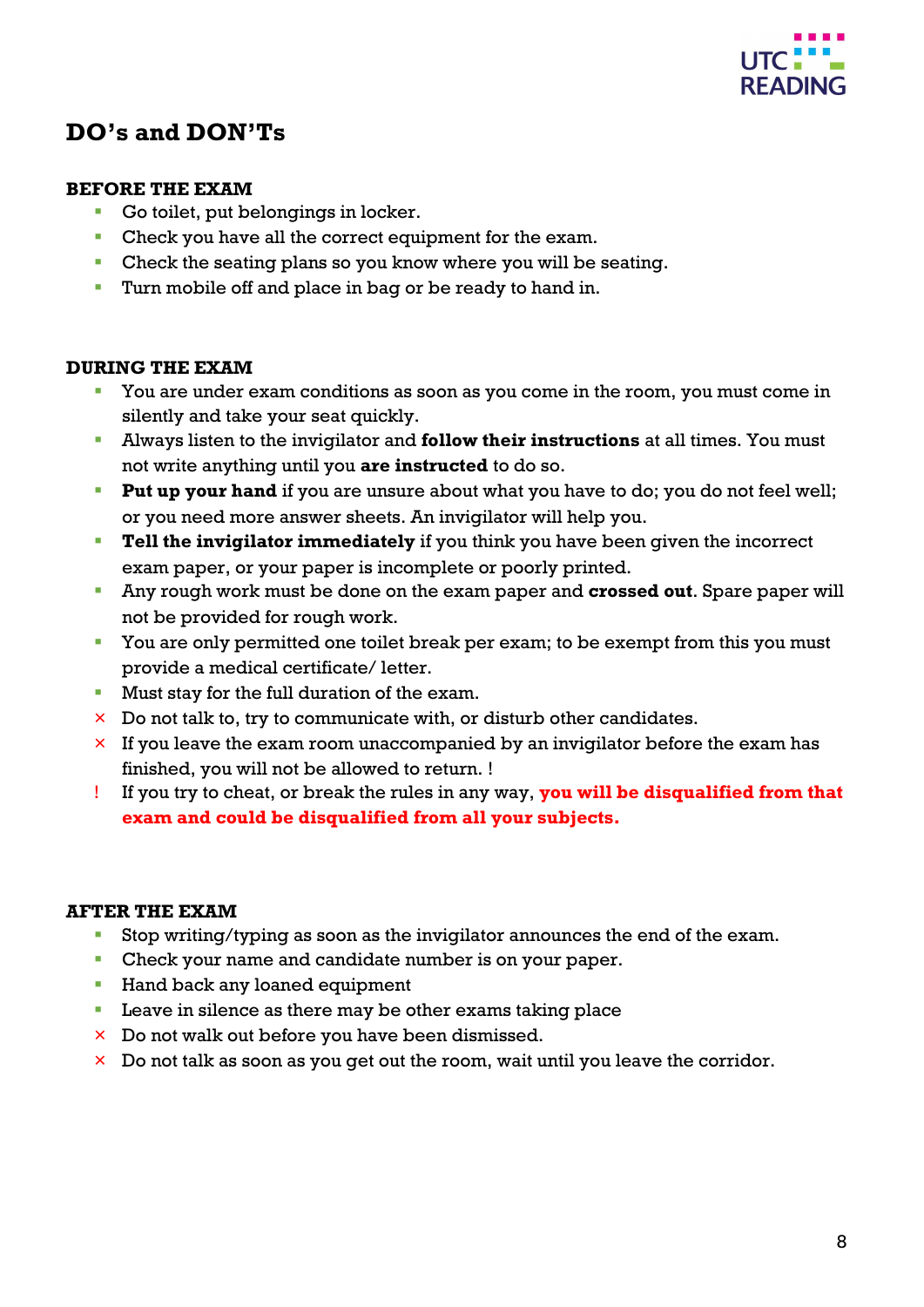## DO's and DON'Ts

### BEFORE THE EXAM

- Go toilet, put belongings in locker.
- Check you have all the correct equipment for the exam.
- Check the seating plans so you know where you will be seating.
- Turn mobile off and place in bag or be ready to hand in.

### DURING THE EXAM

- You are under exam conditions as soon as you come in the room, you must come in silently and take your seat quickly.
- Always listen to the invigilator and **follow their instructions** at all times. You must not write anything until you **are instructed** to do so.
- **Put up your hand** if you are unsure about what you have to do; you do not feel well; or you need more answer sheets. An invigilator will help you.
- **Tell the invigilator immediately** if you think you have been given the incorrect exam paper, or your paper is incomplete or poorly printed.
- Any rough work must be done on the exam paper and **crossed out**. Spare paper will not be provided for rough work.
- You are only permitted one toilet break per exam; to be exempt from this you must provide a medical certificate/ letter.
- Must stay for the full duration of the exam.
- × Do not talk to, try to communicate with, or disturb other candidates.
- × If you leave the exam room unaccompanied by an invigilator before the exam has finished, you will not be allowed to return. !
- ! If you try to cheat, or break the rules in any way, **you will be disqualified from that exam and could be disqualified from all your subjects.**

### AFTER THE EXAM

- Stop writing/typing as soon as the invigilator announces the end of the exam.
- Check your name and candidate number is on your paper.
- Hand back any loaned equipment
- Leave in silence as there may be other exams taking place
- × Do not walk out before you have been dismissed.
- × Do not talk as soon as you get out the room, wait until you leave the corridor.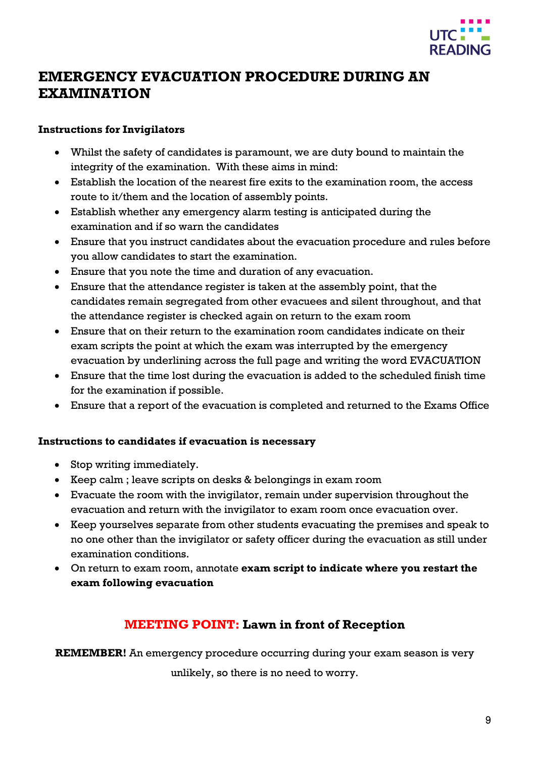# EMERGENCY EVACUATION PROCEDURE DURING AN EXAMINATION

**Instructions for Invigilators**

- Whilst the safety of candidates is paramount, we are duty bound to maintain the integrity of the examination. With these aims in mind:
- Establish the location of the nearest fire exits to the examination room, the access route to it/them and the location of assembly points.
- Establish whether any emergency alarm testing is anticipated during the examination and if so warn the candidates
- Ensure that you instruct candidates about the evacuation procedure and rules before you allow candidates to start the examination.
- Ensure that you note the time and duration of any evacuation.
- Ensure that the attendance register is taken at the assembly point, that the candidates remain segregated from other evacuees and silent throughout, and that the attendance register is checked again on return to the exam room
- Ensure that on their return to the examination room candidates indicate on their exam scripts the point at which the exam was interrupted by the emergency evacuation by underlining across the full page and writing the word EVACUATION
- Ensure that the time lost during the evacuation is added to the scheduled finish time for the examination if possible.
- Ensure that a report of the evacuation is completed and returned to the Exams Office

**Instructions to candidates if evacuation is necessary**

- Stop writing immediately.
- Keep calm ; leave scripts on desks & belongings in exam room
- Evacuate the room with the invigilator, remain under supervision throughout the evacuation and return with the invigilator to exam room once evacuation over.
- Keep yourselves separate from other students evacuating the premises and speak to no one other than the invigilator or safety officer during the evacuation as still under examination conditions.
- On return to exam room, annotate **exam script to indicate where you restart the exam following evacuation**

**MEETING POINT: Lawn in front of Reception**

**REMEMBER!** An emergency procedure occurring during your exam season is very unlikely, so there is no need to worry.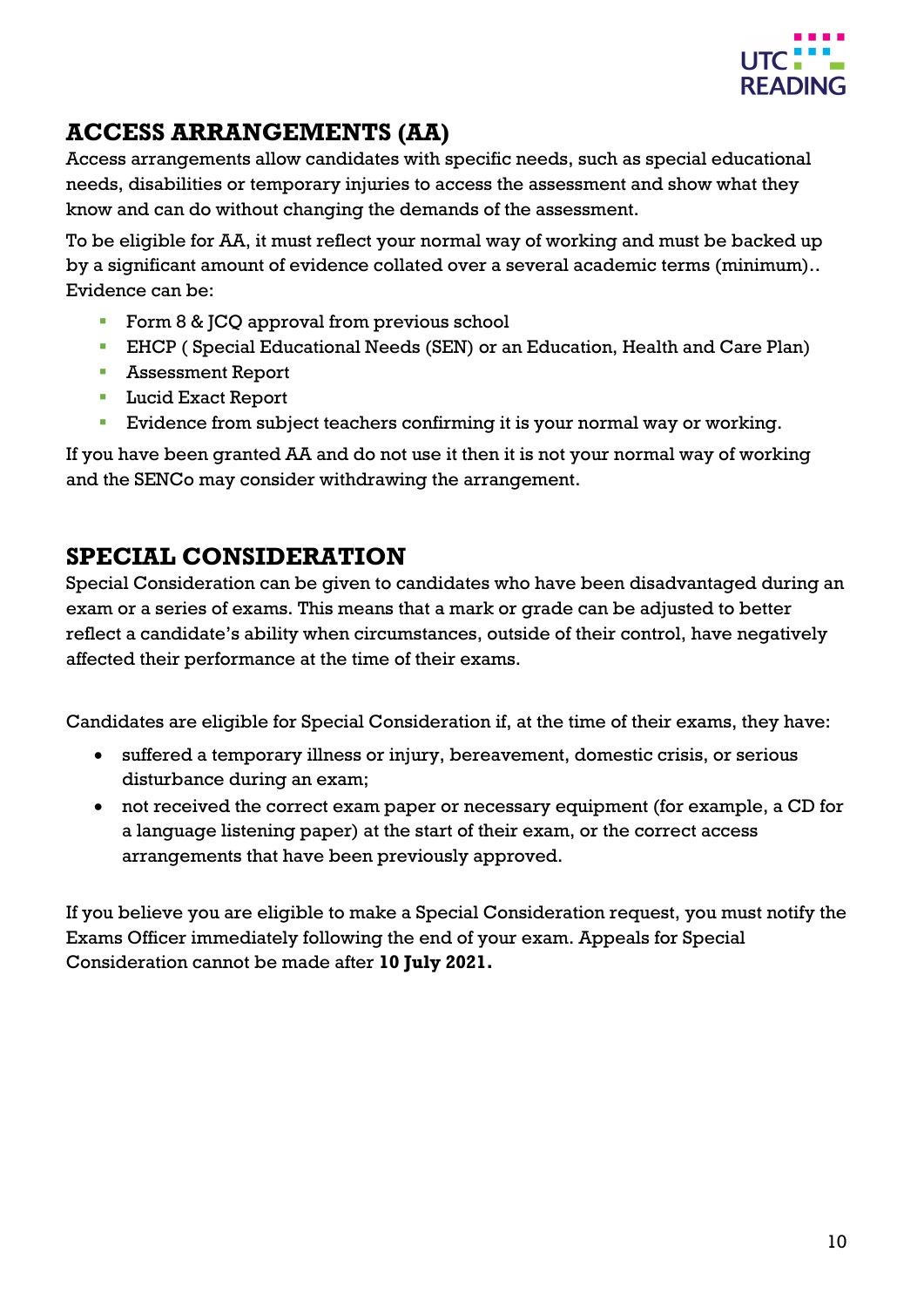## ACCESS ARRANGEMENTS (AA)

Access arrangements allow candidates with specific needs, such as special educational needs, disabilities or temporary injuries to access the assessment and show what they know and can do without changing the demands of the assessment.

To be eligible for AA, it must reflect your normal way of working and must be backed up by a significant amount of evidence collated over a several academic terms (minimum).. Evidence can be:

- Form 8 & JCQ approval from previous school
- EHCP ( Special Educational Needs (SEN) or an Education, Health and Care Plan)
- Assessment Report
- Lucid Exact Report
- Evidence from subject teachers confirming it is your normal way or working.

If you have been granted AA and do not use it then it is not your normal way of working and the SENCo may consider withdrawing the arrangement.

## SPECIAL CONSIDERATION

Special Consideration can be given to candidates who have been disadvantaged during an exam or a series of exams. This means that a mark or grade can be adjusted to better reflect a candidate's ability when circumstances, outside of their control, have negatively affected their performance at the time of their exams.

Candidates are eligible for Special Consideration if, at the time of their exams, they have:

- suffered a temporary illness or injury, bereavement, domestic crisis, or serious disturbance during an exam;
- not received the correct exam paper or necessary equipment (for example, a CD for a language listening paper) at the start of their exam, or the correct access arrangements that have been previously approved.

If you believe you are eligible to make a Special Consideration request, you must notify the Exams Officer immediately following the end of your exam. Appeals for Special Consideration cannot be made after **10 July 2021.**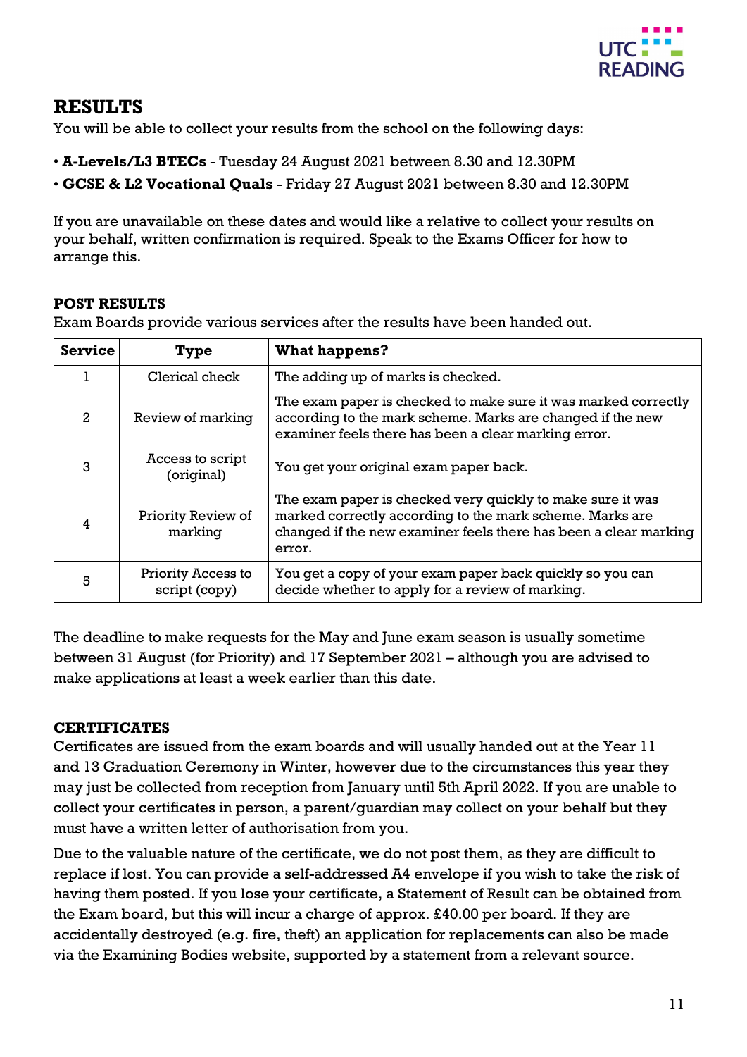# RESULTS

You will be able to collect your results from the school on the following days:

- **A-Levels/L3 BTECs** - Tuesday 24 August 2021 between 8.30 and 12.30PM
- **GCSE & L2 Vocational Quals** - Friday 27 August 2021 between 8.30 and 12.30PM

If you are unavailable on these dates and would like a relative to collect your results on your behalf, written confirmation is required. Speak to the Exams Officer for how to arrange this.

## POST RESULTS

Exam Boards provide various services after the results have been handed out.

| Service | Type | What happens? |
|---|---|---|
| 1 | Clerical check | The adding up of marks is checked. |
| 2 | Review of marking | The exam paper is checked to make sure it was marked correctly according to the mark scheme. Marks are changed if the new examiner feels there has been a clear marking error. |
| 3 | Access to script (original) | You get your original exam paper back. |
| 4 | Priority Review of marking | The exam paper is checked very quickly to make sure it was marked correctly according to the mark scheme. Marks are changed if the new examiner feels there has been a clear marking error. |
| 5 | Priority Access to script (copy) | You get a copy of your exam paper back quickly so you can decide whether to apply for a review of marking. |

The deadline to make requests for the May and June exam season is usually sometime between 31 August (for Priority) and 17 September 2021 – although you are advised to make applications at least a week earlier than this date.

## CERTIFICATES

Certificates are issued from the exam boards and will usually handed out at the Year 11 and 13 Graduation Ceremony in Winter, however due to the circumstances this year they may just be collected from reception from January until 5th April 2022. If you are unable to collect your certificates in person, a parent/guardian may collect on your behalf but they must have a written letter of authorisation from you.

Due to the valuable nature of the certificate, we do not post them, as they are difficult to replace if lost. You can provide a self-addressed A4 envelope if you wish to take the risk of having them posted. If you lose your certificate, a Statement of Result can be obtained from the Exam board, but this will incur a charge of approx. £40.00 per board. If they are accidentally destroyed (e.g. fire, theft) an application for replacements can also be made via the Examining Bodies website, supported by a statement from a relevant source.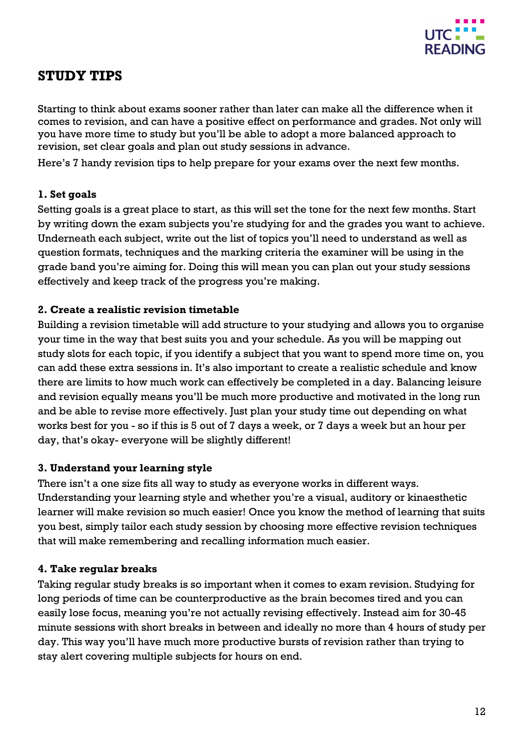## STUDY TIPS

Starting to think about exams sooner rather than later can make all the difference when it comes to revision, and can have a positive effect on performance and grades. Not only will you have more time to study but you'll be able to adopt a more balanced approach to revision, set clear goals and plan out study sessions in advance.

Here's 7 handy revision tips to help prepare for your exams over the next few months.

### 1. Set goals

Setting goals is a great place to start, as this will set the tone for the next few months. Start by writing down the exam subjects you're studying for and the grades you want to achieve. Underneath each subject, write out the list of topics you'll need to understand as well as question formats, techniques and the marking criteria the examiner will be using in the grade band you're aiming for. Doing this will mean you can plan out your study sessions effectively and keep track of the progress you're making.

### 2. Create a realistic revision timetable

Building a revision timetable will add structure to your studying and allows you to organise your time in the way that best suits you and your schedule. As you will be mapping out study slots for each topic, if you identify a subject that you want to spend more time on, you can add these extra sessions in. It's also important to create a realistic schedule and know there are limits to how much work can effectively be completed in a day. Balancing leisure and revision equally means you'll be much more productive and motivated in the long run and be able to revise more effectively. Just plan your study time out depending on what works best for you - so if this is 5 out of 7 days a week, or 7 days a week but an hour per day, that's okay- everyone will be slightly different!

### 3. Understand your learning style

There isn't a one size fits all way to study as everyone works in different ways. Understanding your learning style and whether you're a visual, auditory or kinaesthetic learner will make revision so much easier! Once you know the method of learning that suits you best, simply tailor each study session by choosing more effective revision techniques that will make remembering and recalling information much easier.

### 4. Take regular breaks

Taking regular study breaks is so important when it comes to exam revision. Studying for long periods of time can be counterproductive as the brain becomes tired and you can easily lose focus, meaning you're not actually revising effectively. Instead aim for 30-45 minute sessions with short breaks in between and ideally no more than 4 hours of study per day. This way you'll have much more productive bursts of revision rather than trying to stay alert covering multiple subjects for hours on end.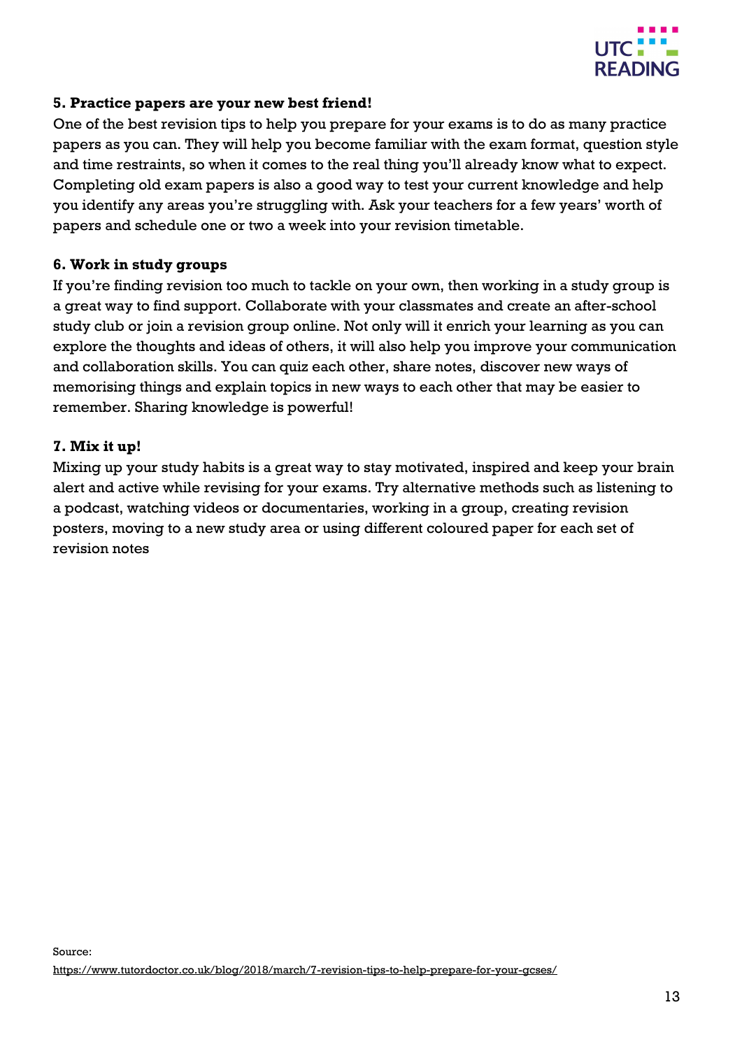**5. Practice papers are your new best friend!**

One of the best revision tips to help you prepare for your exams is to do as many practice papers as you can. They will help you become familiar with the exam format, question style and time restraints, so when it comes to the real thing you'll already know what to expect. Completing old exam papers is also a good way to test your current knowledge and help you identify any areas you're struggling with. Ask your teachers for a few years' worth of papers and schedule one or two a week into your revision timetable.

**6. Work in study groups**

If you're finding revision too much to tackle on your own, then working in a study group is a great way to find support. Collaborate with your classmates and create an after-school study club or join a revision group online. Not only will it enrich your learning as you can explore the thoughts and ideas of others, it will also help you improve your communication and collaboration skills. You can quiz each other, share notes, discover new ways of memorising things and explain topics in new ways to each other that may be easier to remember. Sharing knowledge is powerful!

**7. Mix it up!**

Mixing up your study habits is a great way to stay motivated, inspired and keep your brain alert and active while revising for your exams. Try alternative methods such as listening to a podcast, watching videos or documentaries, working in a group, creating revision posters, moving to a new study area or using different coloured paper for each set of revision notes

Source:
https://www.tutordoctor.co.uk/blog/2018/march/7-revision-tips-to-help-prepare-for-your-gcses/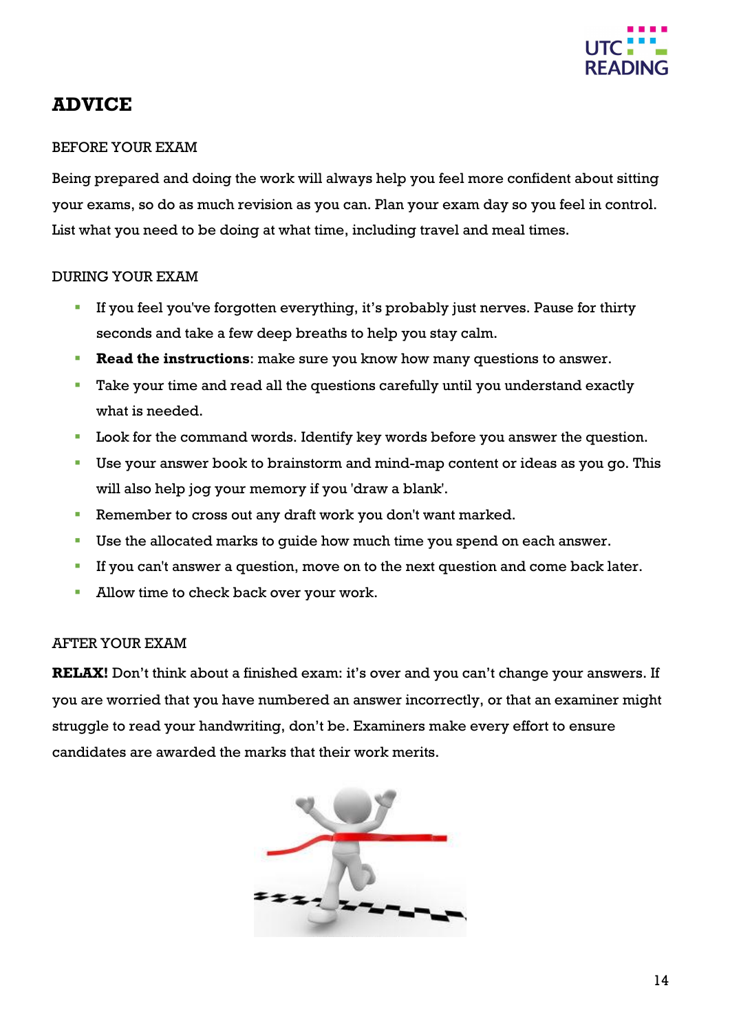# ADVICE

BEFORE YOUR EXAM

Being prepared and doing the work will always help you feel more confident about sitting your exams, so do as much revision as you can. Plan your exam day so you feel in control. List what you need to be doing at what time, including travel and meal times.

DURING YOUR EXAM

- If you feel you've forgotten everything, it's probably just nerves. Pause for thirty seconds and take a few deep breaths to help you stay calm.
- **Read the instructions**: make sure you know how many questions to answer.
- Take your time and read all the questions carefully until you understand exactly what is needed.
- Look for the command words. Identify key words before you answer the question.
- Use your answer book to brainstorm and mind-map content or ideas as you go. This will also help jog your memory if you 'draw a blank'.
- Remember to cross out any draft work you don't want marked.
- Use the allocated marks to guide how much time you spend on each answer.
- If you can't answer a question, move on to the next question and come back later.
- Allow time to check back over your work.

AFTER YOUR EXAM

**RELAX!** Don't think about a finished exam: it's over and you can't change your answers. If you are worried that you have numbered an answer incorrectly, or that an examiner might struggle to read your handwriting, don't be. Examiners make every effort to ensure candidates are awarded the marks that their work merits.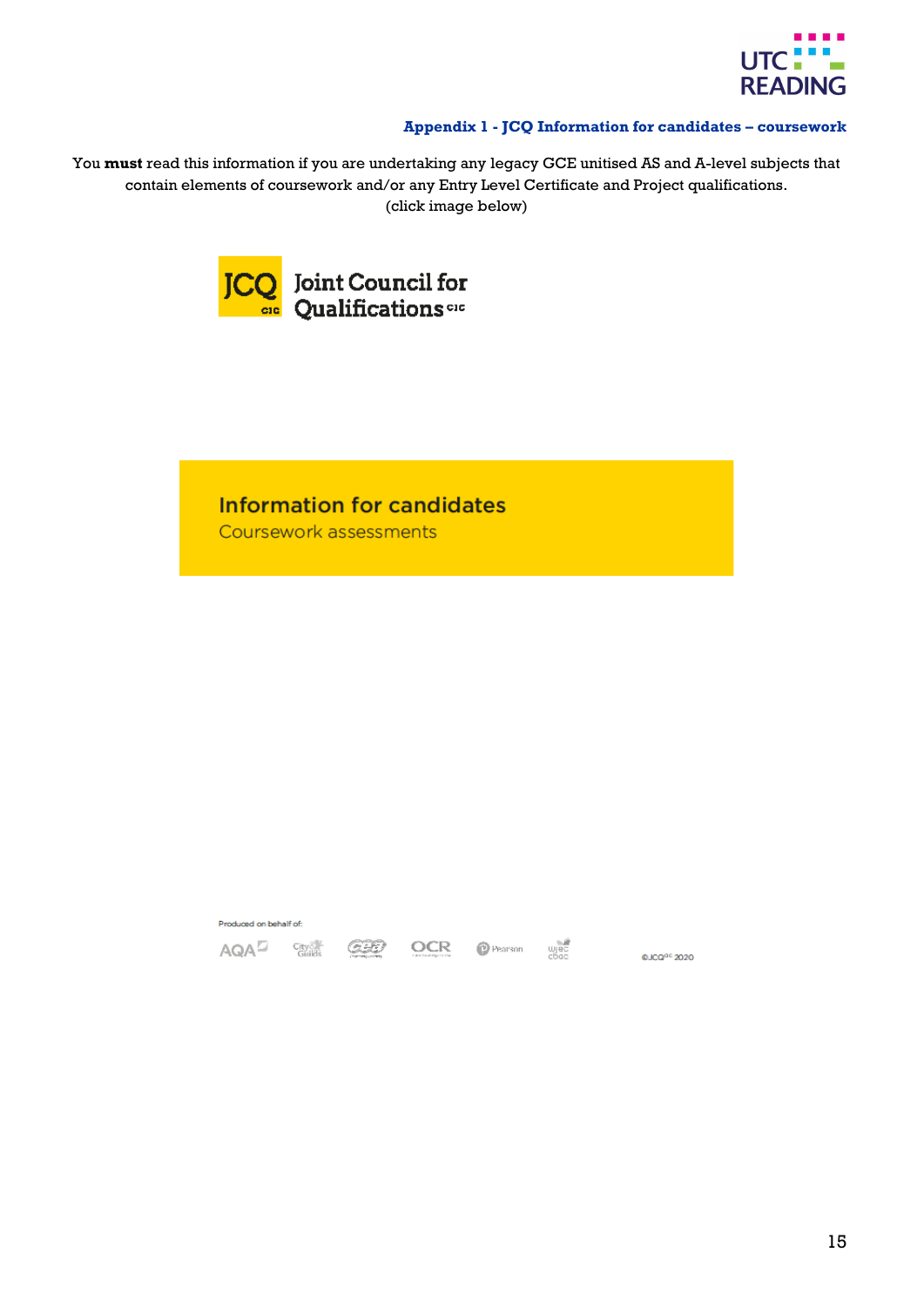### Appendix 1 - JCQ Information for candidates – coursework

You **must** read this information if you are undertaking any legacy GCE unitised AS and A-level subjects that contain elements of coursework and/or any Entry Level Certificate and Project qualifications.
(click image below)

JCQ CIC Joint Council for Qualifications CIC

## Information for candidates

Coursework assessments

Produced on behalf of:

AQA City & Guilds CCEA OCR Pearson WJEC CBAC

©JCQ[CIC] 2020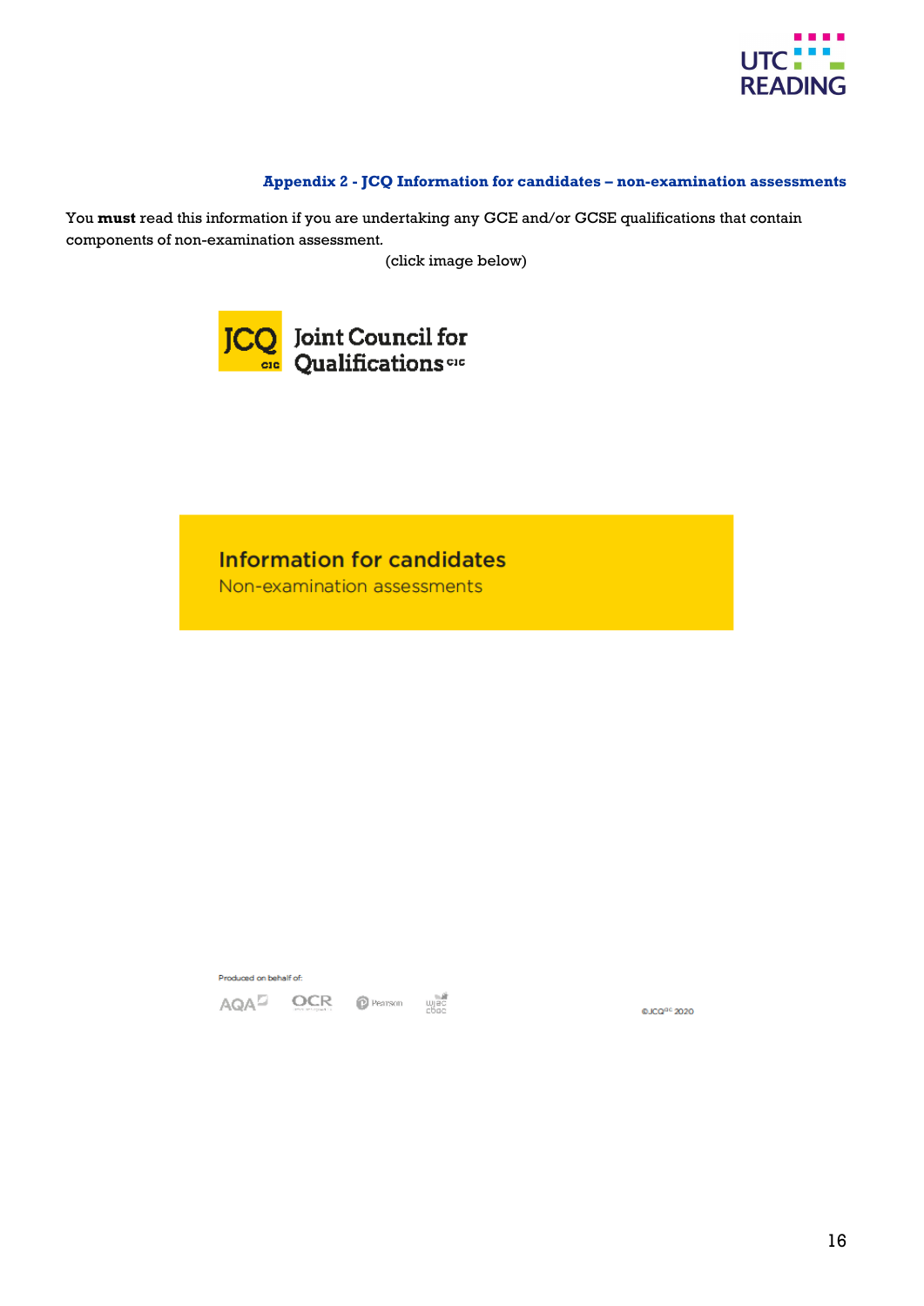### Appendix 2 - JCQ Information for candidates – non-examination assessments

You **must** read this information if you are undertaking any GCE and/or GCSE qualifications that contain components of non-examination assessment.

(click image below)

Joint Council for Qualifications CIC

## Information for candidates

Non-examination assessments

Produced on behalf of:

AQA OCR Pearson WJEC CBAC

©JCQCIC 2020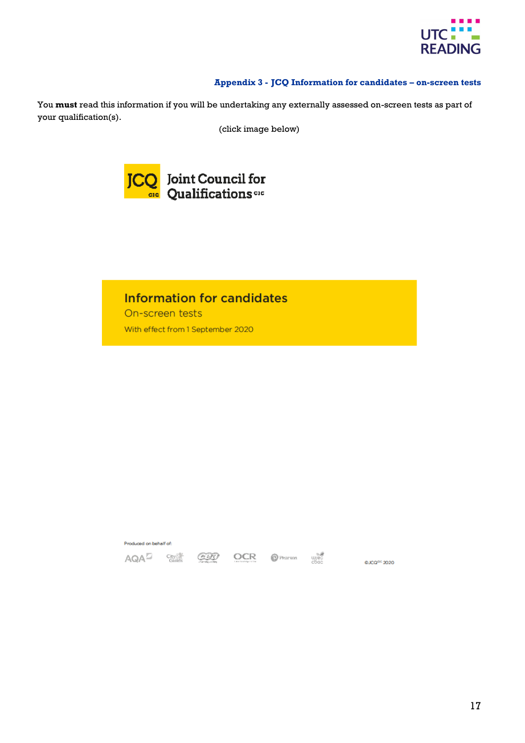## Appendix 3 - JCQ Information for candidates – on-screen tests

You **must** read this information if you will be undertaking any externally assessed on-screen tests as part of your qualification(s).

(click image below)

JCQ CIC Joint Council for Qualifications CIC

**Information for candidates**

On-screen tests

With effect from 1 September 2020

Produced on behalf of:

AQA City & Guilds CCEA OCR Pearson WJEC CBAC

©JCQ[CIC] 2020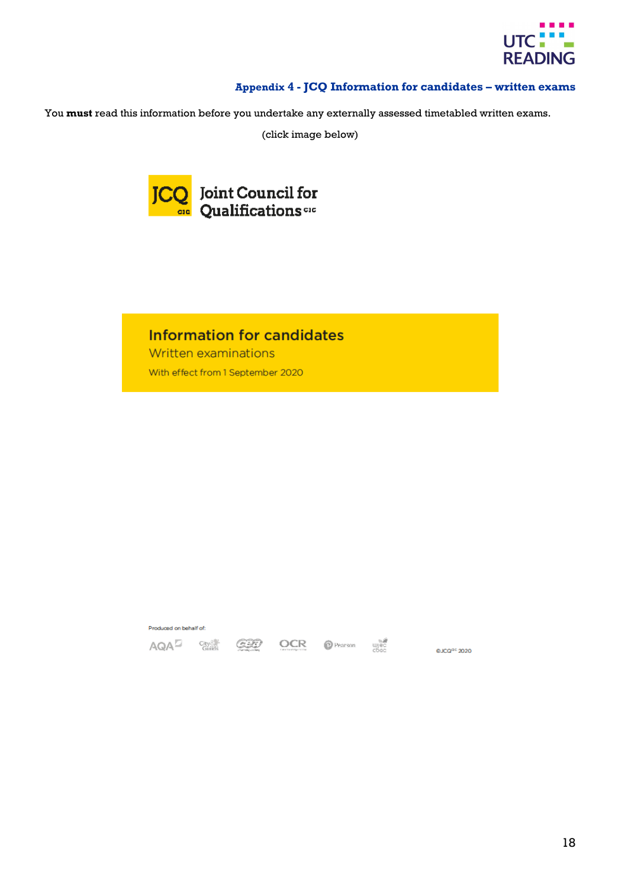## Appendix 4 - JCQ Information for candidates – written exams

You **must** read this information before you undertake any externally assessed timetabled written exams.

(click image below)

JCQ CIC Joint Council for Qualifications CIC

**Information for candidates**

Written examinations

With effect from 1 September 2020

Produced on behalf of:

AQA City & Guilds CCEA OCR Pearson WJEC CBAC

©JCQ[CIC] 2020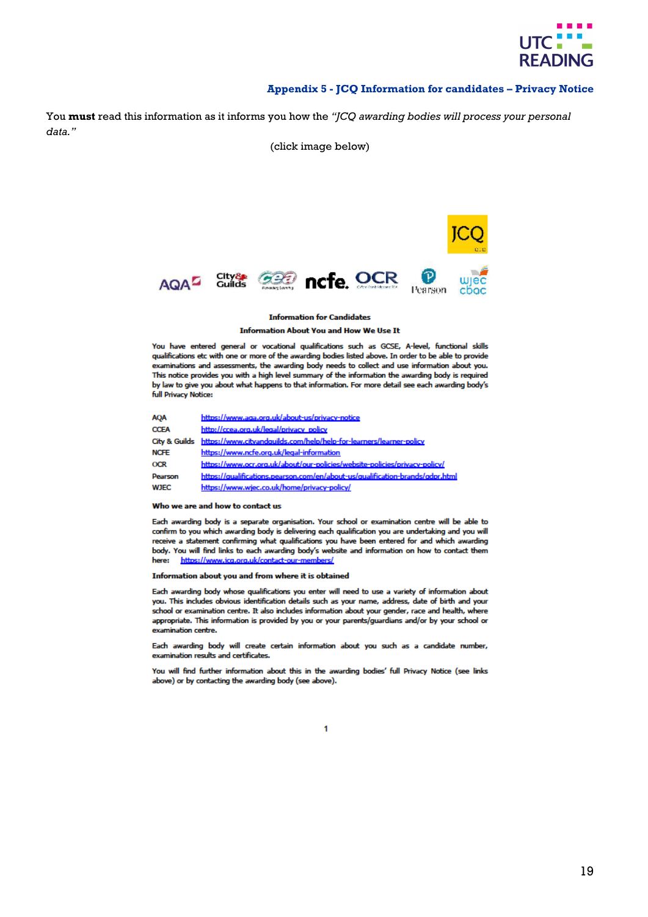## Appendix 5 - JCQ Information for candidates – Privacy Notice

You **must** read this information as it informs you how the *"JCQ awarding bodies will process your personal data."*

(click image below)

**Information for Candidates**

**Information About You and How We Use It**

You have entered general or vocational qualifications such as GCSE, A-level, functional skills qualifications etc with one or more of the awarding bodies listed above. In order to be able to provide examinations and assessments, the awarding body needs to collect and use information about you. This notice provides you with a high level summary of the information the awarding body is required by law to give you about what happens to that information. For more detail see each awarding body's full Privacy Notice:

| | |
|---|---|
| AQA | https://www.aqa.org.uk/about-us/privacy-notice |
| CCEA | http://ccea.org.uk/legal/privacy_policy |
| City & Guilds | https://www.cityandguilds.com/help/help-for-learners/learner-policy |
| NCFE | https://www.ncfe.org.uk/legal-information |
| OCR | https://www.ocr.org.uk/about/our-policies/website-policies/privacy-policy/ |
| Pearson | https://qualifications.pearson.com/en/about-us/qualification-brands/gdpr.html |
| WJEC | https://www.wjec.co.uk/home/privacy-policy/ |

**Who we are and how to contact us**

Each awarding body is a separate organisation. Your school or examination centre will be able to confirm to you which awarding body is delivering each qualification you are undertaking and you will receive a statement confirming what qualifications you have been entered for and which awarding body. You will find links to each awarding body's website and information on how to contact them here: https://www.jcq.org.uk/contact-our-members/

**Information about you and from where it is obtained**

Each awarding body whose qualifications you enter will need to use a variety of information about you. This includes obvious identification details such as your name, address, date of birth and your school or examination centre. It also includes information about your gender, race and health, where appropriate. This information is provided by you or your parents/guardians and/or by your school or examination centre.

Each awarding body will create certain information about you such as a candidate number, examination results and certificates.

You will find further information about this in the awarding bodies' full Privacy Notice (see links above) or by contacting the awarding body (see above).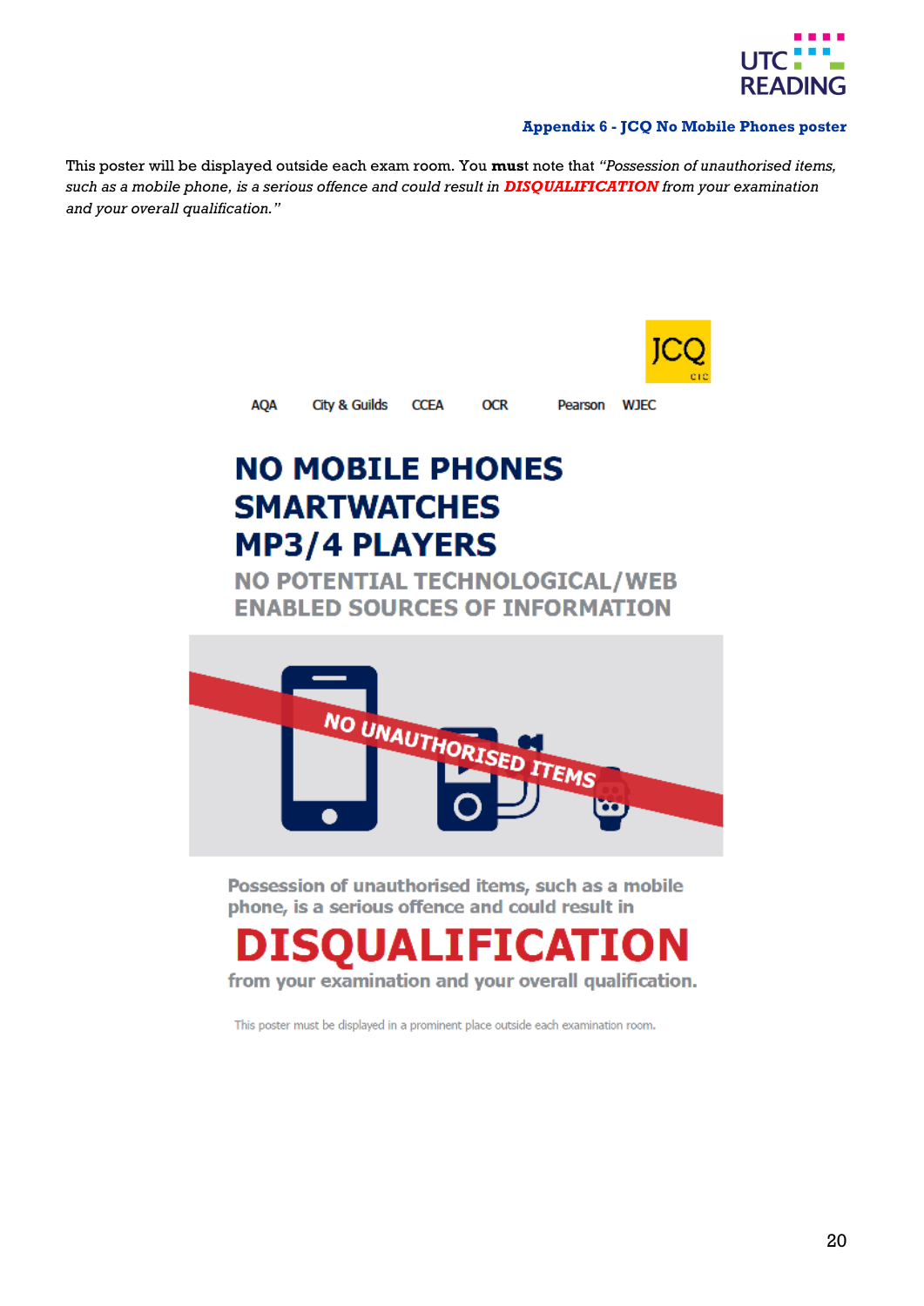**Appendix 6 - JCQ No Mobile Phones poster**

This poster will be displayed outside each exam room. You **must** note that *"Possession of unauthorised items, such as a mobile phone, is a serious offence and could result in **DISQUALIFICATION** from your examination and your overall qualification."*

JCQ CIC

AQA City & Guilds CCEA OCR Pearson WJEC

# NO MOBILE PHONES
# SMARTWATCHES
# MP3/4 PLAYERS

## NO POTENTIAL TECHNOLOGICAL/WEB ENABLED SOURCES OF INFORMATION

NO UNAUTHORISED ITEMS

Possession of unauthorised items, such as a mobile phone, is a serious offence and could result in

# DISQUALIFICATION

from your examination and your overall qualification.

This poster must be displayed in a prominent place outside each examination room.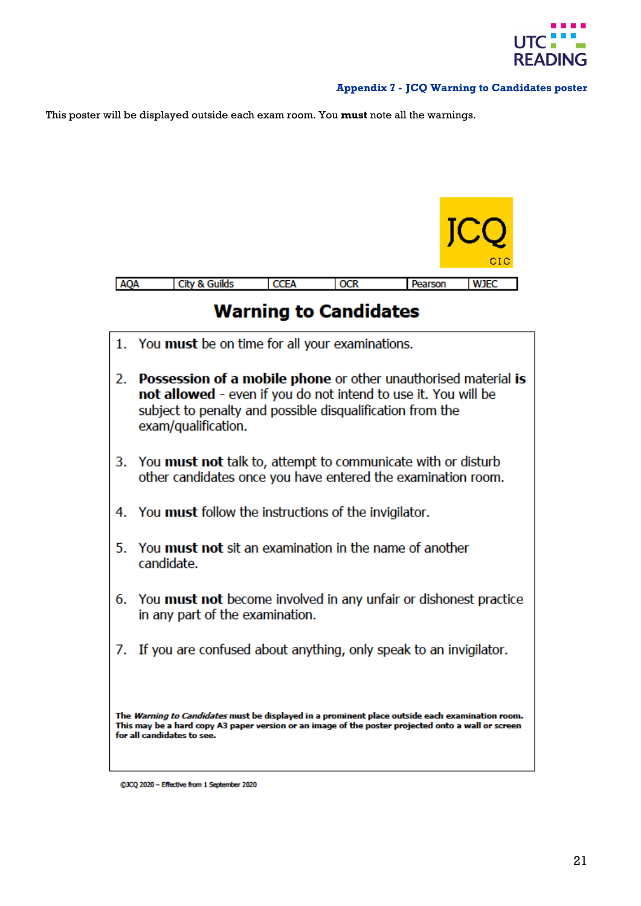**Appendix 7 - JCQ Warning to Candidates poster**

This poster will be displayed outside each exam room. You **must** note all the warnings.

JCQ CIC

| AQA | City & Guilds | CCEA | OCR | Pearson | WJEC |
|---|---|---|---|---|---|

## Warning to Candidates

1. You **must** be on time for all your examinations.
2. **Possession of a mobile phone** or other unauthorised material **is not allowed** - even if you do not intend to use it. You will be subject to penalty and possible disqualification from the exam/qualification.
3. You **must not** talk to, attempt to communicate with or disturb other candidates once you have entered the examination room.
4. You **must** follow the instructions of the invigilator.
5. You **must not** sit an examination in the name of another candidate.
6. You **must not** become involved in any unfair or dishonest practice in any part of the examination.
7. If you are confused about anything, only speak to an invigilator.

**The *Warning to Candidates* must be displayed in a prominent place outside each examination room. This may be a hard copy A3 paper version or an image of the poster projected onto a wall or screen for all candidates to see.**

©JCQ 2020 – Effective from 1 September 2020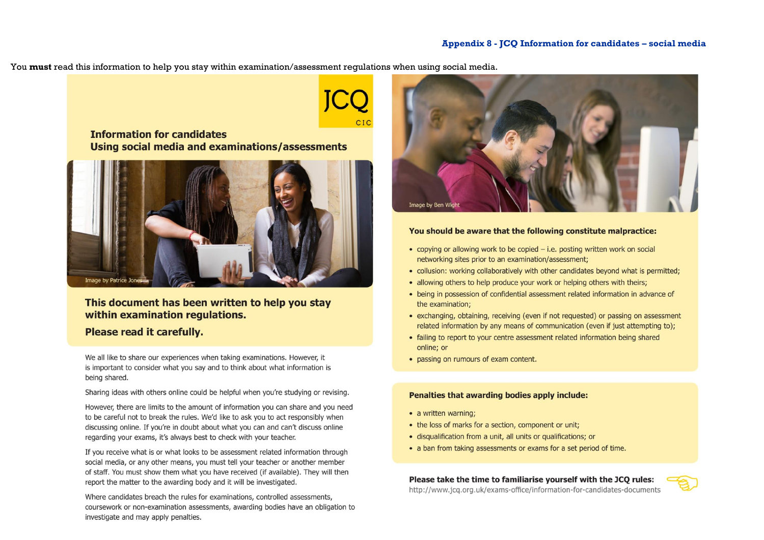## Appendix 8 - JCQ Information for candidates – social media

You **must** read this information to help you stay within examination/assessment regulations when using social media.

JCQ CIC

### Information for candidates
### Using social media and examinations/assessments

Image by Patrice Jones

**This document has been written to help you stay within examination regulations.**

**Please read it carefully.**

We all like to share our experiences when taking examinations. However, it is important to consider what you say and to think about what information is being shared.

Sharing ideas with others online could be helpful when you're studying or revising.

However, there are limits to the amount of information you can share and you need to be careful not to break the rules. We'd like to ask you to act responsibly when discussing online. If you're in doubt about what you can and can't discuss online regarding your exams, it's always best to check with your teacher.

If you receive what is or what looks to be assessment related information through social media, or any other means, you must tell your teacher or another member of staff. You must show them what you have received (if available). They will then report the matter to the awarding body and it will be investigated.

Where candidates breach the rules for examinations, controlled assessments, coursework or non-examination assessments, awarding bodies have an obligation to investigate and may apply penalties.

Image by Ben Wight

**You should be aware that the following constitute malpractice:**

- copying or allowing work to be copied – i.e. posting written work on social networking sites prior to an examination/assessment;
- collusion: working collaboratively with other candidates beyond what is permitted;
- allowing others to help produce your work or helping others with theirs;
- being in possession of confidential assessment related information in advance of the examination;
- exchanging, obtaining, receiving (even if not requested) or passing on assessment related information by any means of communication (even if just attempting to);
- failing to report to your centre assessment related information being shared online; or
- passing on rumours of exam content.

**Penalties that awarding bodies apply include:**

- a written warning;
- the loss of marks for a section, component or unit;
- disqualification from a unit, all units or qualifications; or
- a ban from taking assessments or exams for a set period of time.

**Please take the time to familiarise yourself with the JCQ rules:**
http://www.jcq.org.uk/exams-office/information-for-candidates-documents